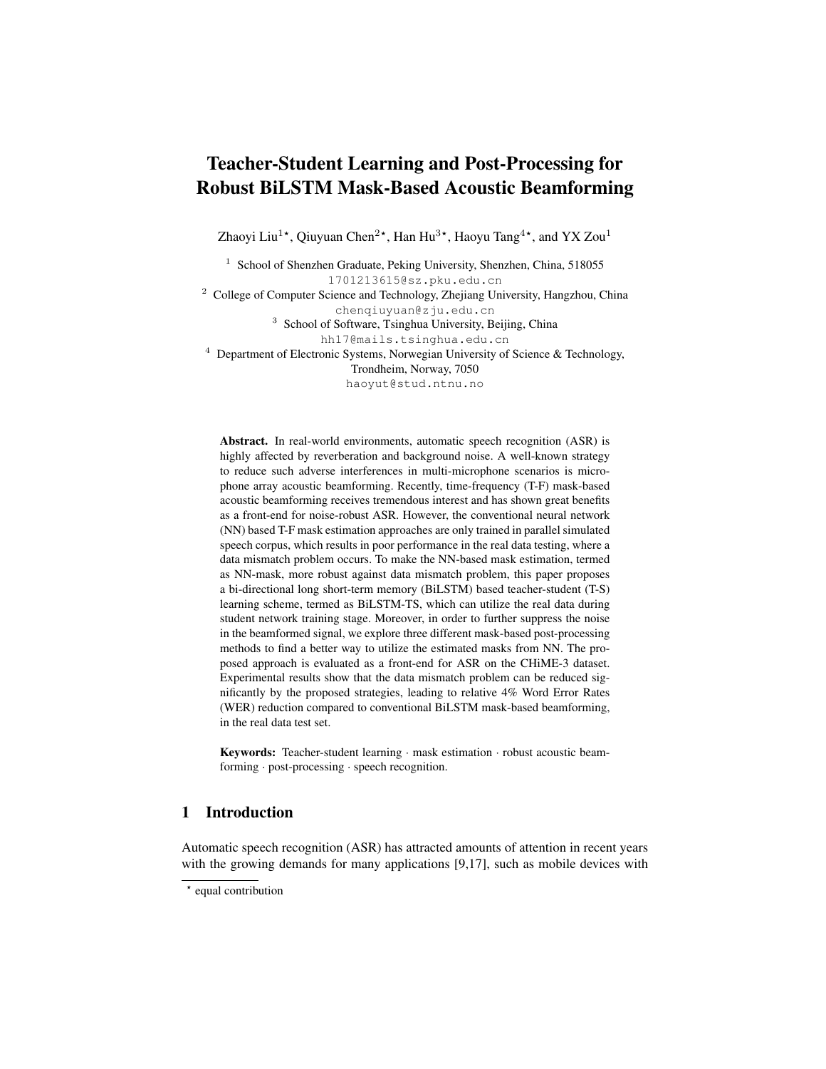# Teacher-Student Learning and Post-Processing for Robust BiLSTM Mask-Based Acoustic Beamforming

Zhaoyi Liu[1⋆], Qiuyuan Chen[2⋆], Han Hu[3⋆], Haoyu Tang[4⋆], and YX Zou[1]

[1] School of Shenzhen Graduate, Peking University, Shenzhen, China, 518055
1701213615@sz.pku.edu.cn

[2] College of Computer Science and Technology, Zhejiang University, Hangzhou, China
chenqiuyuan@zju.edu.cn

[3] School of Software, Tsinghua University, Beijing, China
hh17@mails.tsinghua.edu.cn

[4] Department of Electronic Systems, Norwegian University of Science & Technology, Trondheim, Norway, 7050
haoyut@stud.ntnu.no

**Abstract.** In real-world environments, automatic speech recognition (ASR) is highly affected by reverberation and background noise. A well-known strategy to reduce such adverse interferences in multi-microphone scenarios is microphone array acoustic beamforming. Recently, time-frequency (T-F) mask-based acoustic beamforming receives tremendous interest and has shown great benefits as a front-end for noise-robust ASR. However, the conventional neural network (NN) based T-F mask estimation approaches are only trained in parallel simulated speech corpus, which results in poor performance in the real data testing, where a data mismatch problem occurs. To make the NN-based mask estimation, termed as NN-mask, more robust against data mismatch problem, this paper proposes a bi-directional long short-term memory (BiLSTM) based teacher-student (T-S) learning scheme, termed as BiLSTM-TS, which can utilize the real data during student network training stage. Moreover, in order to further suppress the noise in the beamformed signal, we explore three different mask-based post-processing methods to find a better way to utilize the estimated masks from NN. The proposed approach is evaluated as a front-end for ASR on the CHiME-3 dataset. Experimental results show that the data mismatch problem can be reduced significantly by the proposed strategies, leading to relative 4% Word Error Rates (WER) reduction compared to conventional BiLSTM mask-based beamforming, in the real data test set.

**Keywords:** Teacher-student learning · mask estimation · robust acoustic beamforming · post-processing · speech recognition.

## 1 Introduction

Automatic speech recognition (ASR) has attracted amounts of attention in recent years with the growing demands for many applications [9,17], such as mobile devices with

⋆ equal contribution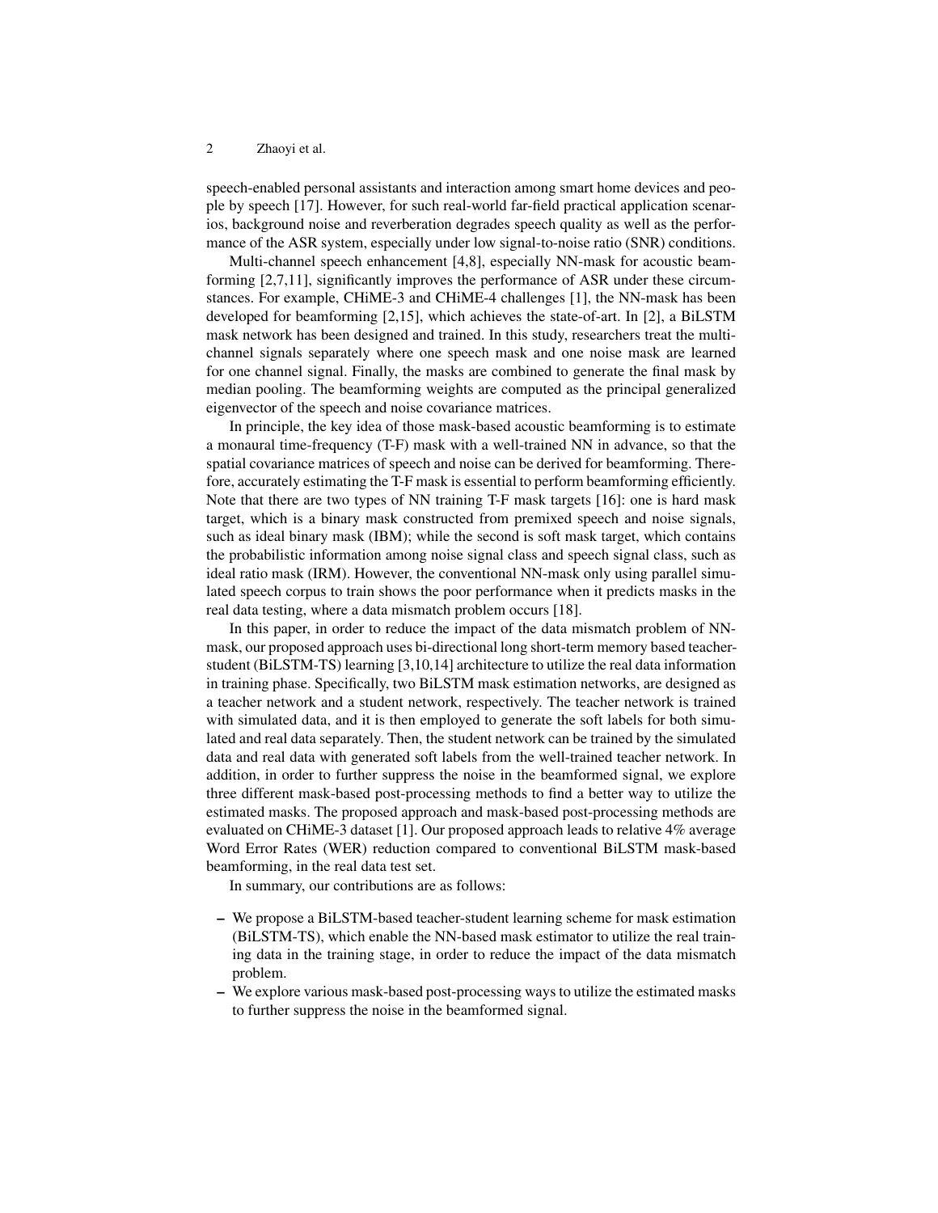speech-enabled personal assistants and interaction among smart home devices and people by speech [17]. However, for such real-world far-field practical application scenarios, background noise and reverberation degrades speech quality as well as the performance of the ASR system, especially under low signal-to-noise ratio (SNR) conditions.

Multi-channel speech enhancement [4,8], especially NN-mask for acoustic beamforming [2,7,11], significantly improves the performance of ASR under these circumstances. For example, CHiME-3 and CHiME-4 challenges [1], the NN-mask has been developed for beamforming [2,15], which achieves the state-of-art. In [2], a BiLSTM mask network has been designed and trained. In this study, researchers treat the multi-channel signals separately where one speech mask and one noise mask are learned for one channel signal. Finally, the masks are combined to generate the final mask by median pooling. The beamforming weights are computed as the principal generalized eigenvector of the speech and noise covariance matrices.

In principle, the key idea of those mask-based acoustic beamforming is to estimate a monaural time-frequency (T-F) mask with a well-trained NN in advance, so that the spatial covariance matrices of speech and noise can be derived for beamforming. Therefore, accurately estimating the T-F mask is essential to perform beamforming efficiently. Note that there are two types of NN training T-F mask targets [16]: one is hard mask target, which is a binary mask constructed from premixed speech and noise signals, such as ideal binary mask (IBM); while the second is soft mask target, which contains the probabilistic information among noise signal class and speech signal class, such as ideal ratio mask (IRM). However, the conventional NN-mask only using parallel simulated speech corpus to train shows the poor performance when it predicts masks in the real data testing, where a data mismatch problem occurs [18].

In this paper, in order to reduce the impact of the data mismatch problem of NN-mask, our proposed approach uses bi-directional long short-term memory based teacher-student (BiLSTM-TS) learning [3,10,14] architecture to utilize the real data information in training phase. Specifically, two BiLSTM mask estimation networks, are designed as a teacher network and a student network, respectively. The teacher network is trained with simulated data, and it is then employed to generate the soft labels for both simulated and real data separately. Then, the student network can be trained by the simulated data and real data with generated soft labels from the well-trained teacher network. In addition, in order to further suppress the noise in the beamformed signal, we explore three different mask-based post-processing methods to find a better way to utilize the estimated masks. The proposed approach and mask-based post-processing methods are evaluated on CHiME-3 dataset [1]. Our proposed approach leads to relative 4% average Word Error Rates (WER) reduction compared to conventional BiLSTM mask-based beamforming, in the real data test set.

In summary, our contributions are as follows:

- We propose a BiLSTM-based teacher-student learning scheme for mask estimation (BiLSTM-TS), which enable the NN-based mask estimator to utilize the real training data in the training stage, in order to reduce the impact of the data mismatch problem.
- We explore various mask-based post-processing ways to utilize the estimated masks to further suppress the noise in the beamformed signal.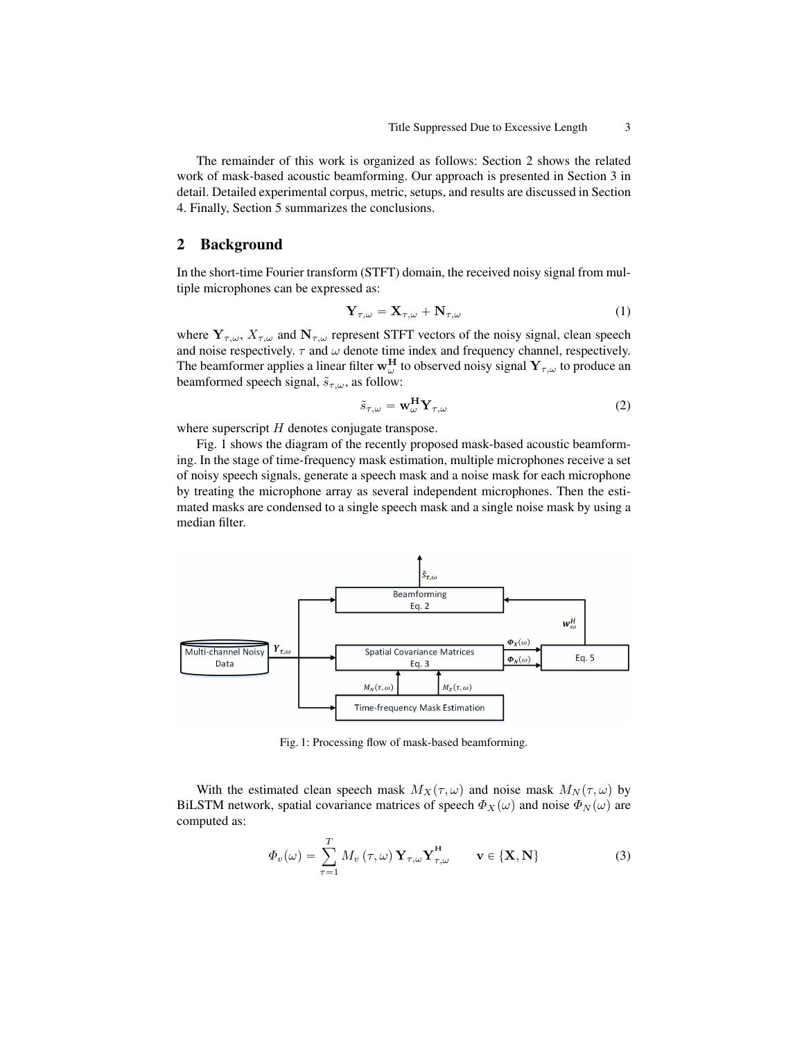The remainder of this work is organized as follows: Section 2 shows the related work of mask-based acoustic beamforming. Our approach is presented in Section 3 in detail. Detailed experimental corpus, metric, setups, and results are discussed in Section 4. Finally, Section 5 summarizes the conclusions.

## 2 Background

In the short-time Fourier transform (STFT) domain, the received noisy signal from multiple microphones can be expressed as:

$$\mathbf{Y}_{\tau,\omega} = \mathbf{X}_{\tau,\omega} + \mathbf{N}_{\tau,\omega} \tag{1}$$

where $\mathbf{Y}_{\tau,\omega}$, $X_{\tau,\omega}$ and $\mathbf{N}_{\tau,\omega}$ represent STFT vectors of the noisy signal, clean speech and noise respectively. $\tau$ and $\omega$ denote time index and frequency channel, respectively. The beamformer applies a linear filter $\mathbf{w}_{\omega}^{\mathbf{H}}$ to observed noisy signal $\mathbf{Y}_{\tau,\omega}$ to produce an beamformed speech signal, $\tilde{s}_{\tau,\omega}$, as follow:

$$\tilde{s}_{\tau,\omega} = \mathbf{w}_{\omega}^{\mathbf{H}} \mathbf{Y}_{\tau,\omega} \tag{2}$$

where superscript $H$ denotes conjugate transpose.

Fig. 1 shows the diagram of the recently proposed mask-based acoustic beamforming. In the stage of time-frequency mask estimation, multiple microphones receive a set of noisy speech signals, generate a speech mask and a noise mask for each microphone by treating the microphone array as several independent microphones. Then the estimated masks are condensed to a single speech mask and a single noise mask by using a median filter.

Fig. 1: Processing flow of mask-based beamforming.

With the estimated clean speech mask $M_X(\tau,\omega)$ and noise mask $M_N(\tau,\omega)$ by BiLSTM network, spatial covariance matrices of speech $\Phi_X(\omega)$ and noise $\Phi_N(\omega)$ are computed as:

$$\Phi_v(\omega) = \sum_{\tau=1}^{T} M_v(\tau,\omega)\, \mathbf{Y}_{\tau,\omega} \mathbf{Y}_{\tau,\omega}^{\mathbf{H}} \qquad \mathbf{v} \in \{\mathbf{X}, \mathbf{N}\} \tag{3}$$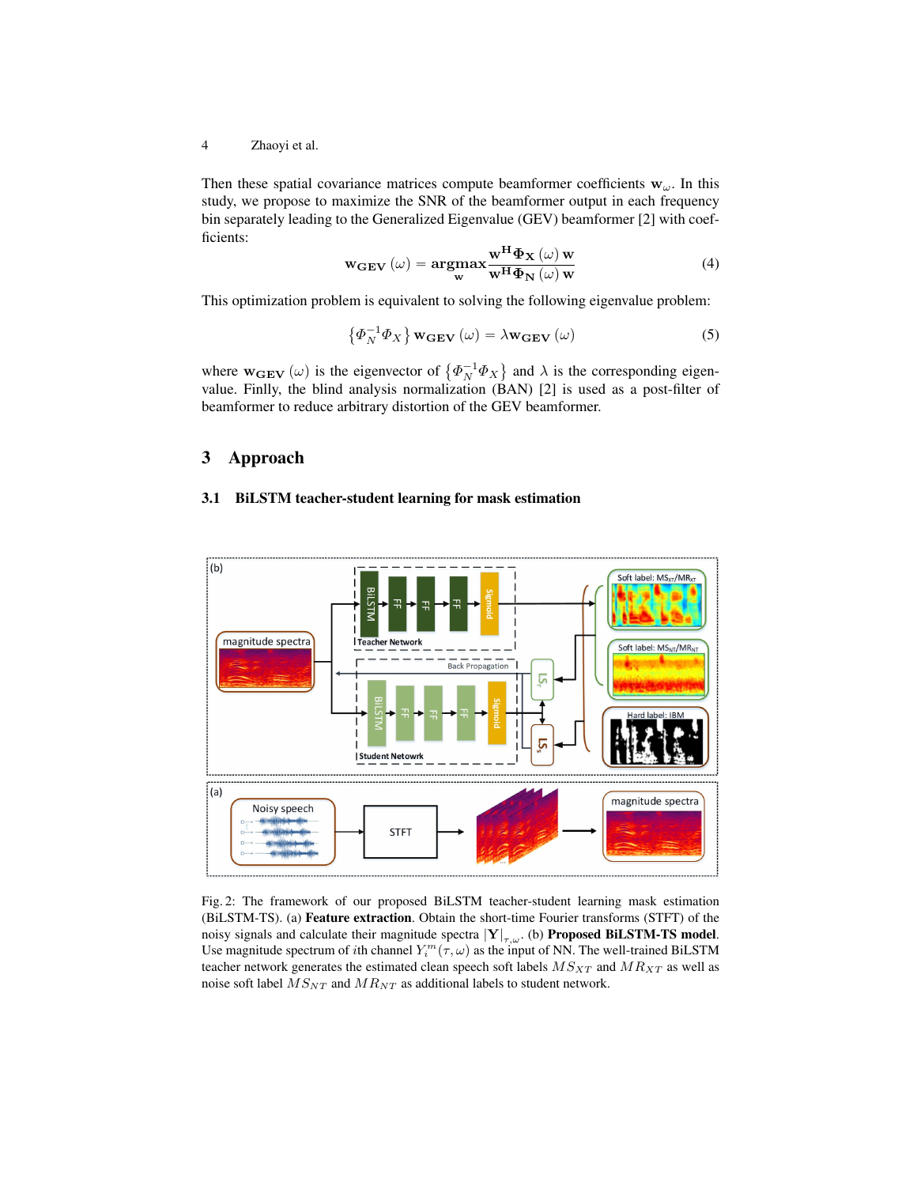Then these spatial covariance matrices compute beamformer coefficients $\mathbf{w}_{\omega}$. In this study, we propose to maximize the SNR of the beamformer output in each frequency bin separately leading to the Generalized Eigenvalue (GEV) beamformer [2] with coefficients:

$$\mathbf{w_{GEV}}\left(\omega\right)=\underset{\mathbf{w}}{\mathbf{argmax}}\frac{\mathbf{w^{H}\Phi_{X}}\left(\omega\right)\mathbf{w}}{\mathbf{w^{H}\Phi_{N}}\left(\omega\right)\mathbf{w}} \tag{4}$$

This optimization problem is equivalent to solving the following eigenvalue problem:

$$\left\{\Phi_{N}^{-1}\Phi_{X}\right\}\mathbf{w_{GEV}}\left(\omega\right)=\lambda\mathbf{w_{GEV}}\left(\omega\right) \tag{5}$$

where $\mathbf{w_{GEV}}\left(\omega\right)$ is the eigenvector of $\left\{\Phi_{N}^{-1}\Phi_{X}\right\}$ and $\lambda$ is the corresponding eigenvalue. Finlly, the blind analysis normalization (BAN) [2] is used as a post-filter of beamformer to reduce arbitrary distortion of the GEV beamformer.

## 3 Approach

### 3.1 BiLSTM teacher-student learning for mask estimation

Fig. 2: The framework of our proposed BiLSTM teacher-student learning mask estimation (BiLSTM-TS). (a) **Feature extraction**. Obtain the short-time Fourier transforms (STFT) of the noisy signals and calculate their magnitude spectra $|\mathbf{Y}|_{\tau,\omega}$. (b) **Proposed BiLSTM-TS model**. Use magnitude spectrum of $i$th channel $Y_{i}^{m}(\tau,\omega)$ as the input of NN. The well-trained BiLSTM teacher network generates the estimated clean speech soft labels $MS_{XT}$ and $MR_{XT}$ as well as noise soft label $MS_{NT}$ and $MR_{NT}$ as additional labels to student network.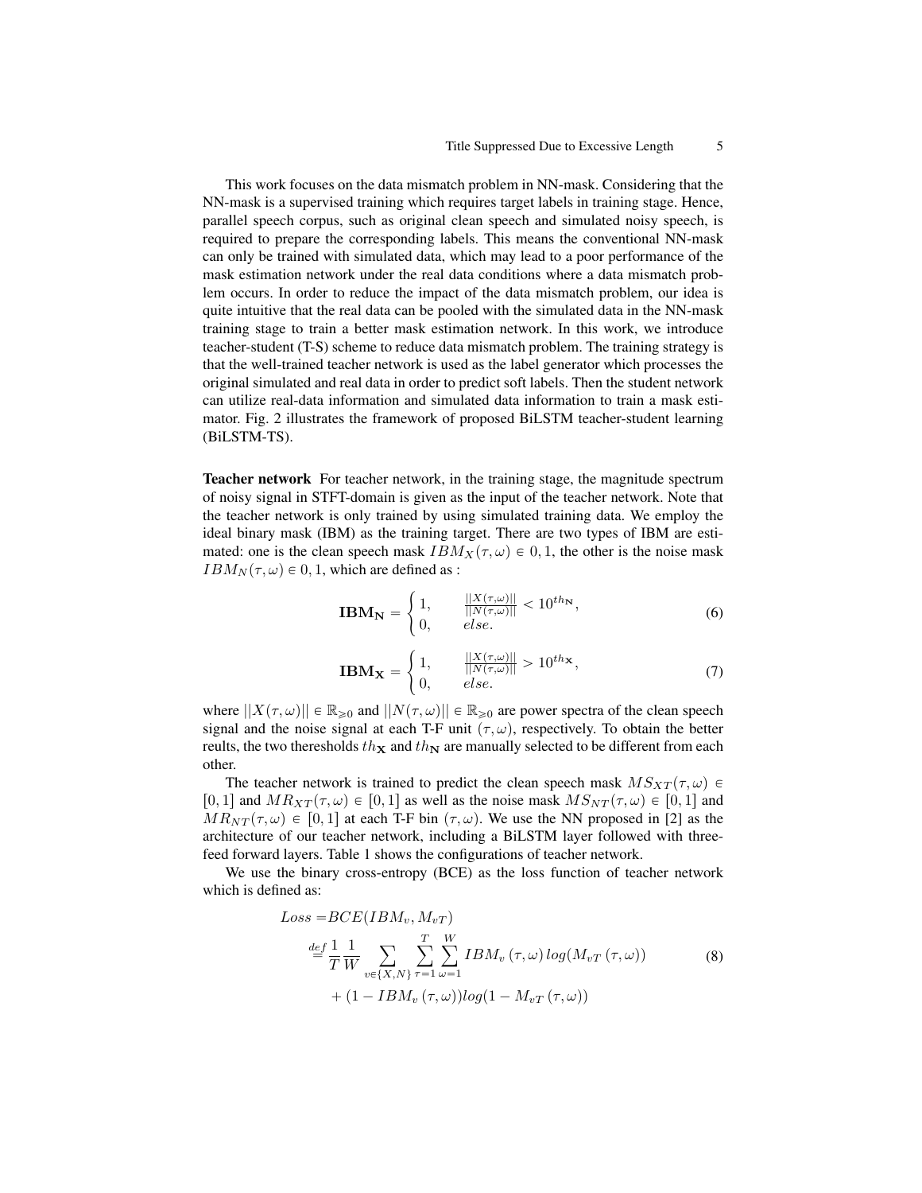This work focuses on the data mismatch problem in NN-mask. Considering that the NN-mask is a supervised training which requires target labels in training stage. Hence, parallel speech corpus, such as original clean speech and simulated noisy speech, is required to prepare the corresponding labels. This means the conventional NN-mask can only be trained with simulated data, which may lead to a poor performance of the mask estimation network under the real data conditions where a data mismatch problem occurs. In order to reduce the impact of the data mismatch problem, our idea is quite intuitive that the real data can be pooled with the simulated data in the NN-mask training stage to train a better mask estimation network. In this work, we introduce teacher-student (T-S) scheme to reduce data mismatch problem. The training strategy is that the well-trained teacher network is used as the label generator which processes the original simulated and real data in order to predict soft labels. Then the student network can utilize real-data information and simulated data information to train a mask estimator. Fig. 2 illustrates the framework of proposed BiLSTM teacher-student learning (BiLSTM-TS).

**Teacher network** For teacher network, in the training stage, the magnitude spectrum of noisy signal in STFT-domain is given as the input of the teacher network. Note that the teacher network is only trained by using simulated training data. We employ the ideal binary mask (IBM) as the training target. There are two types of IBM are estimated: one is the clean speech mask $IBM_X(\tau,\omega) \in 0,1$, the other is the noise mask $IBM_N(\tau,\omega) \in 0,1$, which are defined as :

$$\mathbf{IBM_N} = \begin{cases} 1, & \frac{||X(\tau,\omega)||}{||N(\tau,\omega)||} < 10^{th_{\mathbf{N}}}, \\ 0, & else. \end{cases} \tag{6}$$

$$\mathbf{IBM_X} = \begin{cases} 1, & \frac{||X(\tau,\omega)||}{||N(\tau,\omega)||} > 10^{th_{\mathbf{X}}}, \\ 0, & else. \end{cases} \tag{7}$$

where $||X(\tau,\omega)|| \in \mathbb{R}_{\geqslant 0}$ and $||N(\tau,\omega)|| \in \mathbb{R}_{\geqslant 0}$ are power spectra of the clean speech signal and the noise signal at each T-F unit $(\tau,\omega)$, respectively. To obtain the better reults, the two theresholds $th_{\mathbf{X}}$ and $th_{\mathbf{N}}$ are manually selected to be different from each other.

The teacher network is trained to predict the clean speech mask $MS_{XT}(\tau,\omega) \in [0,1]$ and $MR_{XT}(\tau,\omega) \in [0,1]$ as well as the noise mask $MS_{NT}(\tau,\omega) \in [0,1]$ and $MR_{NT}(\tau,\omega) \in [0,1]$ at each T-F bin $(\tau,\omega)$. We use the NN proposed in [2] as the architecture of our teacher network, including a BiLSTM layer followed with three-feed forward layers. Table 1 shows the configurations of teacher network.

We use the binary cross-entropy (BCE) as the loss function of teacher network which is defined as:

$$\begin{aligned} Loss =& BCE(IBM_v, M_{vT}) \\ \stackrel{def}{=}& \frac{1}{T}\frac{1}{W}\sum_{v\in\{X,N\}}\sum_{\tau=1}^{T}\sum_{\omega=1}^{W} IBM_v(\tau,\omega)\,log(M_{vT}(\tau,\omega)) \\ &+ (1 - IBM_v(\tau,\omega))log(1 - M_{vT}(\tau,\omega)) \end{aligned} \tag{8}$$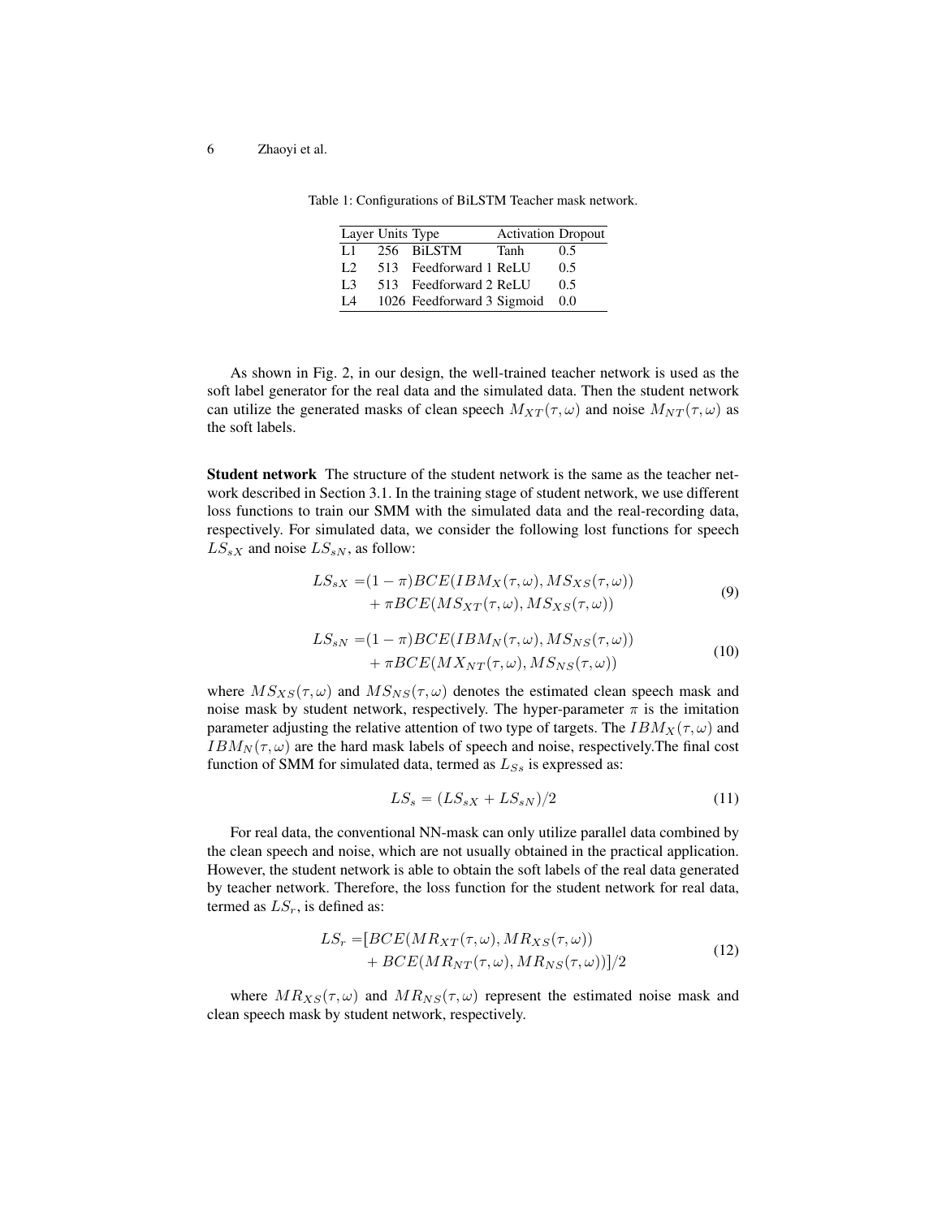Table 1: Configurations of BiLSTM Teacher mask network.

| Layer | Units | Type | Activation | Dropout |
|---|---|---|---|---|
| L1 | 256 | BiLSTM | Tanh | 0.5 |
| L2 | 513 | Feedforward 1 | ReLU | 0.5 |
| L3 | 513 | Feedforward 2 | ReLU | 0.5 |
| L4 | 1026 | Feedforward 3 | Sigmoid | 0.0 |

As shown in Fig. 2, in our design, the well-trained teacher network is used as the soft label generator for the real data and the simulated data. Then the student network can utilize the generated masks of clean speech $M_{XT}(\tau, \omega)$ and noise $M_{NT}(\tau, \omega)$ as the soft labels.

**Student network** The structure of the student network is the same as the teacher network described in Section 3.1. In the training stage of student network, we use different loss functions to train our SMM with the simulated data and the real-recording data, respectively. For simulated data, we consider the following lost functions for speech $LS_{sX}$ and noise $LS_{sN}$, as follow:

$$
\begin{aligned}
LS_{sX} =& (1-\pi)BCE(IBM_X(\tau, \omega), MS_{XS}(\tau, \omega)) \\
&+ \pi BCE(MS_{XT}(\tau, \omega), MS_{XS}(\tau, \omega))
\end{aligned}
\tag{9}
$$

$$
\begin{aligned}
LS_{sN} =& (1-\pi)BCE(IBM_N(\tau, \omega), MS_{NS}(\tau, \omega)) \\
&+ \pi BCE(MX_{NT}(\tau, \omega), MS_{NS}(\tau, \omega))
\end{aligned}
\tag{10}
$$

where $MS_{XS}(\tau, \omega)$ and $MS_{NS}(\tau, \omega)$ denotes the estimated clean speech mask and noise mask by student network, respectively. The hyper-parameter $\pi$ is the imitation parameter adjusting the relative attention of two type of targets. The $IBM_X(\tau, \omega)$ and $IBM_N(\tau, \omega)$ are the hard mask labels of speech and noise, respectively.The final cost function of SMM for simulated data, termed as $L_{Ss}$ is expressed as:

$$
LS_s = (LS_{sX} + LS_{sN})/2 \tag{11}
$$

For real data, the conventional NN-mask can only utilize parallel data combined by the clean speech and noise, which are not usually obtained in the practical application. However, the student network is able to obtain the soft labels of the real data generated by teacher network. Therefore, the loss function for the student network for real data, termed as $LS_r$, is defined as:

$$
\begin{aligned}
LS_r =& [BCE(MR_{XT}(\tau, \omega), MR_{XS}(\tau, \omega)) \\
&+ BCE(MR_{NT}(\tau, \omega), MR_{NS}(\tau, \omega))]/2
\end{aligned}
\tag{12}
$$

where $MR_{XS}(\tau, \omega)$ and $MR_{NS}(\tau, \omega)$ represent the estimated noise mask and clean speech mask by student network, respectively.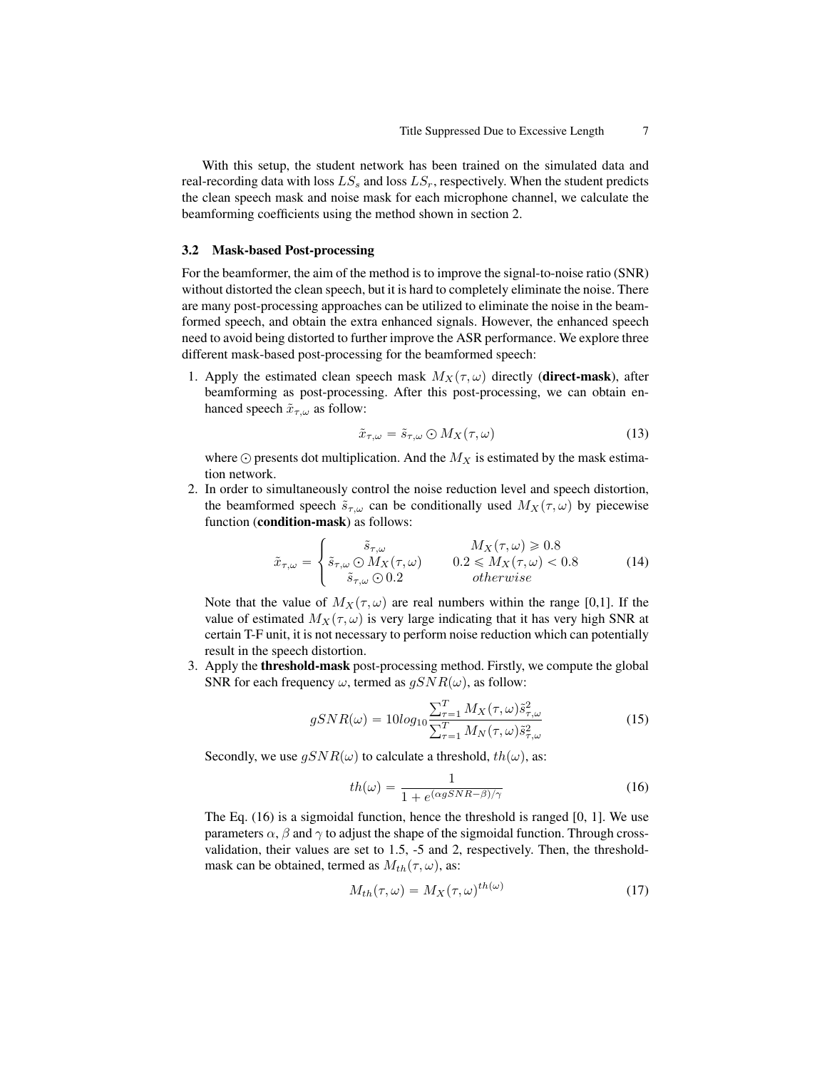With this setup, the student network has been trained on the simulated data and real-recording data with loss $LS_s$ and loss $LS_r$, respectively. When the student predicts the clean speech mask and noise mask for each microphone channel, we calculate the beamforming coefficients using the method shown in section 2.

### 3.2 Mask-based Post-processing

For the beamformer, the aim of the method is to improve the signal-to-noise ratio (SNR) without distorted the clean speech, but it is hard to completely eliminate the noise. There are many post-processing approaches can be utilized to eliminate the noise in the beamformed speech, and obtain the extra enhanced signals. However, the enhanced speech need to avoid being distorted to further improve the ASR performance. We explore three different mask-based post-processing for the beamformed speech:

1. Apply the estimated clean speech mask $M_X(\tau, \omega)$ directly (**direct-mask**), after beamforming as post-processing. After this post-processing, we can obtain enhanced speech $\tilde{x}_{\tau,\omega}$ as follow:

$$\tilde{x}_{\tau,\omega} = \tilde{s}_{\tau,\omega} \odot M_X(\tau, \omega) \tag{13}$$

   where $\odot$ presents dot multiplication. And the $M_X$ is estimated by the mask estimation network.

2. In order to simultaneously control the noise reduction level and speech distortion, the beamformed speech $\tilde{s}_{\tau,\omega}$ can be conditionally used $M_X(\tau, \omega)$ by piecewise function (**condition-mask**) as follows:

$$\tilde{x}_{\tau,\omega} = \begin{cases} \tilde{s}_{\tau,\omega} & M_X(\tau, \omega) \geqslant 0.8 \\ \tilde{s}_{\tau,\omega} \odot M_X(\tau, \omega) & 0.2 \leqslant M_X(\tau, \omega) < 0.8 \\ \tilde{s}_{\tau,\omega} \odot 0.2 & otherwise \end{cases} \tag{14}$$

   Note that the value of $M_X(\tau, \omega)$ are real numbers within the range [0,1]. If the value of estimated $M_X(\tau, \omega)$ is very large indicating that it has very high SNR at certain T-F unit, it is not necessary to perform noise reduction which can potentially result in the speech distortion.

3. Apply the **threshold-mask** post-processing method. Firstly, we compute the global SNR for each frequency $\omega$, termed as $gSNR(\omega)$, as follow:

$$gSNR(\omega) = 10log_{10}\frac{\sum_{\tau=1}^{T} M_X(\tau, \omega)\tilde{s}_{\tau,\omega}^2}{\sum_{\tau=1}^{T} M_N(\tau, \omega)\tilde{s}_{\tau,\omega}^2} \tag{15}$$

   Secondly, we use $gSNR(\omega)$ to calculate a threshold, $th(\omega)$, as:

$$th(\omega) = \frac{1}{1 + e^{(\alpha gSNR - \beta)/\gamma}} \tag{16}$$

   The Eq. (16) is a sigmoidal function, hence the threshold is ranged [0, 1]. We use parameters $\alpha$, $\beta$ and $\gamma$ to adjust the shape of the sigmoidal function. Through cross-validation, their values are set to 1.5, -5 and 2, respectively. Then, the threshold-mask can be obtained, termed as $M_{th}(\tau, \omega)$, as:

$$M_{th}(\tau, \omega) = M_X(\tau, \omega)^{th(\omega)} \tag{17}$$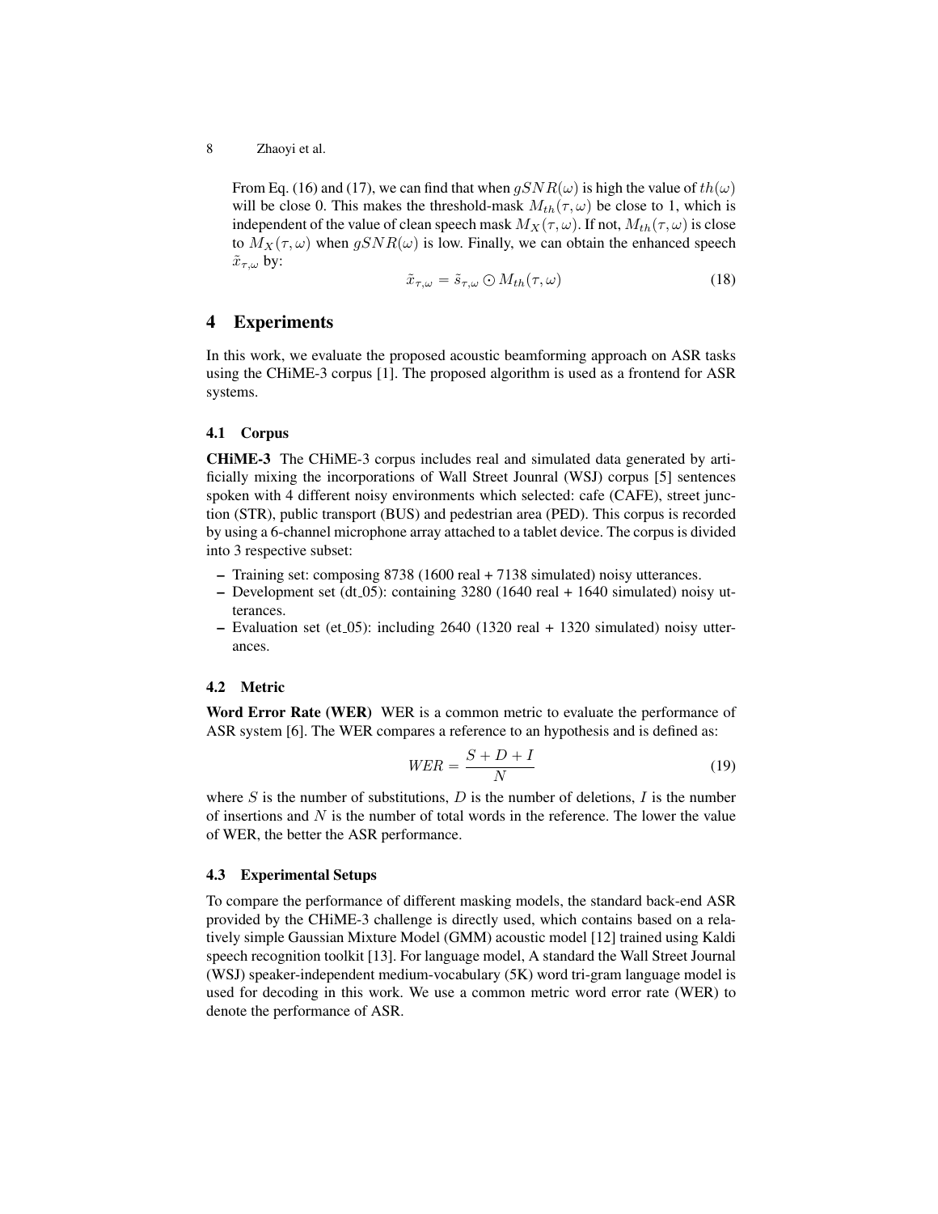From Eq. (16) and (17), we can find that when $gSNR(\omega)$ is high the value of $th(\omega)$ will be close 0. This makes the threshold-mask $M_{th}(\tau, \omega)$ be close to 1, which is independent of the value of clean speech mask $M_X(\tau, \omega)$. If not, $M_{th}(\tau, \omega)$ is close to $M_X(\tau, \omega)$ when $gSNR(\omega)$ is low. Finally, we can obtain the enhanced speech $\tilde{x}_{\tau,\omega}$ by:

$$\tilde{x}_{\tau,\omega} = \tilde{s}_{\tau,\omega} \odot M_{th}(\tau, \omega) \tag{18}$$

# 4 Experiments

In this work, we evaluate the proposed acoustic beamforming approach on ASR tasks using the CHiME-3 corpus [1]. The proposed algorithm is used as a frontend for ASR systems.

## 4.1 Corpus

**CHiME-3** The CHiME-3 corpus includes real and simulated data generated by artificially mixing the incorporations of Wall Street Jounral (WSJ) corpus [5] sentences spoken with 4 different noisy environments which selected: cafe (CAFE), street junction (STR), public transport (BUS) and pedestrian area (PED). This corpus is recorded by using a 6-channel microphone array attached to a tablet device. The corpus is divided into 3 respective subset:

- Training set: composing 8738 (1600 real + 7138 simulated) noisy utterances.
- Development set (dt_05): containing 3280 (1640 real + 1640 simulated) noisy utterances.
- Evaluation set (et_05): including 2640 (1320 real + 1320 simulated) noisy utterances.

## 4.2 Metric

**Word Error Rate (WER)** WER is a common metric to evaluate the performance of ASR system [6]. The WER compares a reference to an hypothesis and is defined as:

$$WER = \frac{S + D + I}{N} \tag{19}$$

where $S$ is the number of substitutions, $D$ is the number of deletions, $I$ is the number of insertions and $N$ is the number of total words in the reference. The lower the value of WER, the better the ASR performance.

## 4.3 Experimental Setups

To compare the performance of different masking models, the standard back-end ASR provided by the CHiME-3 challenge is directly used, which contains based on a relatively simple Gaussian Mixture Model (GMM) acoustic model [12] trained using Kaldi speech recognition toolkit [13]. For language model, A standard the Wall Street Journal (WSJ) speaker-independent medium-vocabulary (5K) word tri-gram language model is used for decoding in this work. We use a common metric word error rate (WER) to denote the performance of ASR.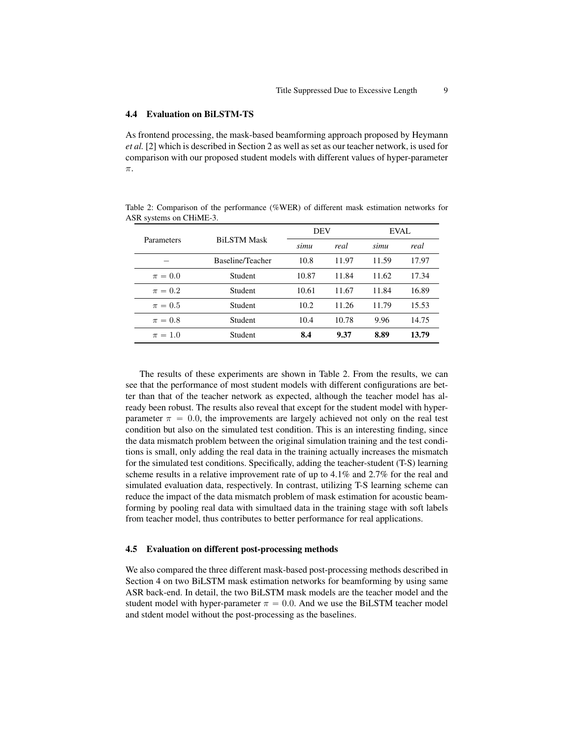### 4.4 Evaluation on BiLSTM-TS

As frontend processing, the mask-based beamforming approach proposed by Heymann *et al.* [2] which is described in Section 2 as well as set as our teacher network, is used for comparison with our proposed student models with different values of hyper-parameter $\pi$.

Table 2: Comparison of the performance (%WER) of different mask estimation networks for ASR systems on CHiME-3.

| Parameters | BiLSTM Mask | DEV | | EVAL | |
|---|---|---|---|---|---|
| | | *simu* | *real* | *simu* | *real* |
| $-$ | Baseline/Teacher | 10.8 | 11.97 | 11.59 | 17.97 |
| $\pi = 0.0$ | Student | 10.87 | 11.84 | 11.62 | 17.34 |
| $\pi = 0.2$ | Student | 10.61 | 11.67 | 11.84 | 16.89 |
| $\pi = 0.5$ | Student | 10.2 | 11.26 | 11.79 | 15.53 |
| $\pi = 0.8$ | Student | 10.4 | 10.78 | 9.96 | 14.75 |
| $\pi = 1.0$ | Student | **8.4** | **9.37** | **8.89** | **13.79** |

The results of these experiments are shown in Table 2. From the results, we can see that the performance of most student models with different configurations are better than that of the teacher network as expected, although the teacher model has already been robust. The results also reveal that except for the student model with hyper-parameter $\pi = 0.0$, the improvements are largely achieved not only on the real test condition but also on the simulated test condition. This is an interesting finding, since the data mismatch problem between the original simulation training and the test conditions is small, only adding the real data in the training actually increases the mismatch for the simulated test conditions. Specifically, adding the teacher-student (T-S) learning scheme results in a relative improvement rate of up to 4.1% and 2.7% for the real and simulated evaluation data, respectively. In contrast, utilizing T-S learning scheme can reduce the impact of the data mismatch problem of mask estimation for acoustic beamforming by pooling real data with simultaed data in the training stage with soft labels from teacher model, thus contributes to better performance for real applications.

### 4.5 Evaluation on different post-processing methods

We also compared the three different mask-based post-processing methods described in Section 4 on two BiLSTM mask estimation networks for beamforming by using same ASR back-end. In detail, the two BiLSTM mask models are the teacher model and the student model with hyper-parameter $\pi = 0.0$. And we use the BiLSTM teacher model and stdent model without the post-processing as the baselines.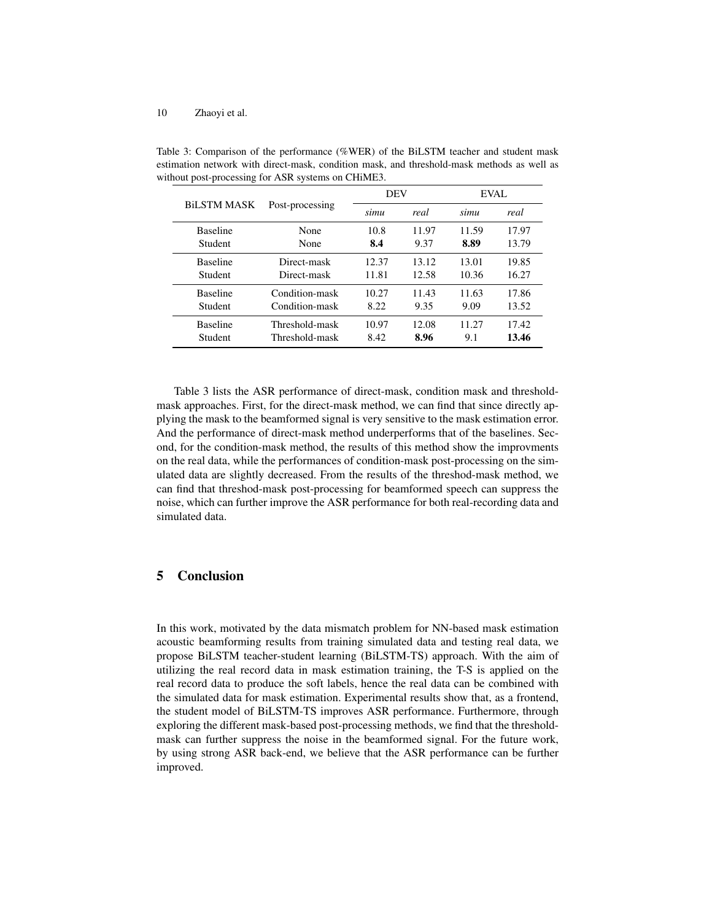Table 3: Comparison of the performance (%WER) of the BiLSTM teacher and student mask estimation network with direct-mask, condition mask, and threshold-mask methods as well as without post-processing for ASR systems on CHiME3.

| BiLSTM MASK | Post-processing | DEV | | EVAL | |
|---|---|---|---|---|---|
| | | *simu* | *real* | *simu* | *real* |
| Baseline | None | 10.8 | 11.97 | 11.59 | 17.97 |
| Student | None | **8.4** | 9.37 | **8.89** | 13.79 |
| Baseline | Direct-mask | 12.37 | 13.12 | 13.01 | 19.85 |
| Student | Direct-mask | 11.81 | 12.58 | 10.36 | 16.27 |
| Baseline | Condition-mask | 10.27 | 11.43 | 11.63 | 17.86 |
| Student | Condition-mask | 8.22 | 9.35 | 9.09 | 13.52 |
| Baseline | Threshold-mask | 10.97 | 12.08 | 11.27 | 17.42 |
| Student | Threshold-mask | 8.42 | **8.96** | 9.1 | **13.46** |

Table 3 lists the ASR performance of direct-mask, condition mask and threshold-mask approaches. First, for the direct-mask method, we can find that since directly applying the mask to the beamformed signal is very sensitive to the mask estimation error. And the performance of direct-mask method underperforms that of the baselines. Second, for the condition-mask method, the results of this method show the improvments on the real data, while the performances of condition-mask post-processing on the simulated data are slightly decreased. From the results of the threshod-mask method, we can find that threshod-mask post-processing for beamformed speech can suppress the noise, which can further improve the ASR performance for both real-recording data and simulated data.

## 5 Conclusion

In this work, motivated by the data mismatch problem for NN-based mask estimation acoustic beamforming results from training simulated data and testing real data, we propose BiLSTM teacher-student learning (BiLSTM-TS) approach. With the aim of utilizing the real record data in mask estimation training, the T-S is applied on the real record data to produce the soft labels, hence the real data can be combined with the simulated data for mask estimation. Experimental results show that, as a frontend, the student model of BiLSTM-TS improves ASR performance. Furthermore, through exploring the different mask-based post-processing methods, we find that the threshold-mask can further suppress the noise in the beamformed signal. For the future work, by using strong ASR back-end, we believe that the ASR performance can be further improved.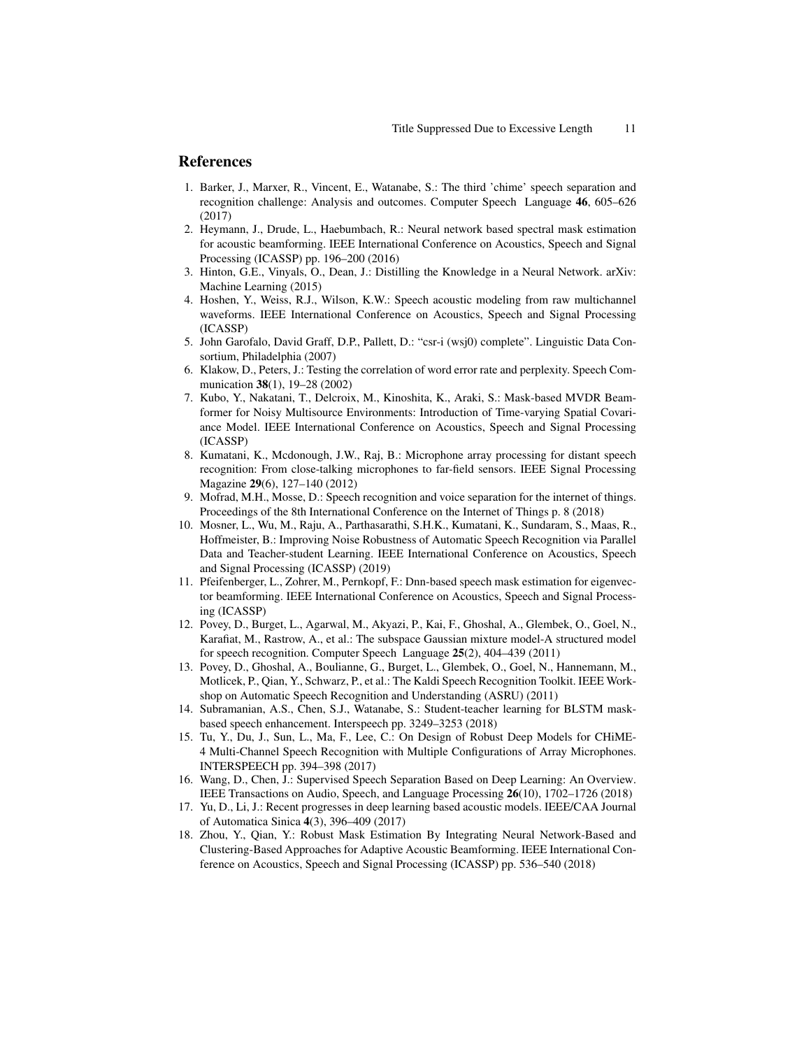## References

1. Barker, J., Marxer, R., Vincent, E., Watanabe, S.: The third 'chime' speech separation and recognition challenge: Analysis and outcomes. Computer Speech  Language **46**, 605–626 (2017)
2. Heymann, J., Drude, L., Haebumbach, R.: Neural network based spectral mask estimation for acoustic beamforming. IEEE International Conference on Acoustics, Speech and Signal Processing (ICASSP) pp. 196–200 (2016)
3. Hinton, G.E., Vinyals, O., Dean, J.: Distilling the Knowledge in a Neural Network. arXiv: Machine Learning (2015)
4. Hoshen, Y., Weiss, R.J., Wilson, K.W.: Speech acoustic modeling from raw multichannel waveforms. IEEE International Conference on Acoustics, Speech and Signal Processing (ICASSP)
5. John Garofalo, David Graff, D.P., Pallett, D.: "csr-i (wsj0) complete". Linguistic Data Consortium, Philadelphia (2007)
6. Klakow, D., Peters, J.: Testing the correlation of word error rate and perplexity. Speech Communication **38**(1), 19–28 (2002)
7. Kubo, Y., Nakatani, T., Delcroix, M., Kinoshita, K., Araki, S.: Mask-based MVDR Beamformer for Noisy Multisource Environments: Introduction of Time-varying Spatial Covariance Model. IEEE International Conference on Acoustics, Speech and Signal Processing (ICASSP)
8. Kumatani, K., Mcdonough, J.W., Raj, B.: Microphone array processing for distant speech recognition: From close-talking microphones to far-field sensors. IEEE Signal Processing Magazine **29**(6), 127–140 (2012)
9. Mofrad, M.H., Mosse, D.: Speech recognition and voice separation for the internet of things. Proceedings of the 8th International Conference on the Internet of Things p. 8 (2018)
10. Mosner, L., Wu, M., Raju, A., Parthasarathi, S.H.K., Kumatani, K., Sundaram, S., Maas, R., Hoffmeister, B.: Improving Noise Robustness of Automatic Speech Recognition via Parallel Data and Teacher-student Learning. IEEE International Conference on Acoustics, Speech and Signal Processing (ICASSP) (2019)
11. Pfeifenberger, L., Zohrer, M., Pernkopf, F.: Dnn-based speech mask estimation for eigenvector beamforming. IEEE International Conference on Acoustics, Speech and Signal Processing (ICASSP)
12. Povey, D., Burget, L., Agarwal, M., Akyazi, P., Kai, F., Ghoshal, A., Glembek, O., Goel, N., Karafiat, M., Rastrow, A., et al.: The subspace Gaussian mixture model-A structured model for speech recognition. Computer Speech  Language **25**(2), 404–439 (2011)
13. Povey, D., Ghoshal, A., Boulianne, G., Burget, L., Glembek, O., Goel, N., Hannemann, M., Motlicek, P., Qian, Y., Schwarz, P., et al.: The Kaldi Speech Recognition Toolkit. IEEE Workshop on Automatic Speech Recognition and Understanding (ASRU) (2011)
14. Subramanian, A.S., Chen, S.J., Watanabe, S.: Student-teacher learning for BLSTM mask-based speech enhancement. Interspeech pp. 3249–3253 (2018)
15. Tu, Y., Du, J., Sun, L., Ma, F., Lee, C.: On Design of Robust Deep Models for CHiME-4 Multi-Channel Speech Recognition with Multiple Configurations of Array Microphones. INTERSPEECH pp. 394–398 (2017)
16. Wang, D., Chen, J.: Supervised Speech Separation Based on Deep Learning: An Overview. IEEE Transactions on Audio, Speech, and Language Processing **26**(10), 1702–1726 (2018)
17. Yu, D., Li, J.: Recent progresses in deep learning based acoustic models. IEEE/CAA Journal of Automatica Sinica **4**(3), 396–409 (2017)
18. Zhou, Y., Qian, Y.: Robust Mask Estimation By Integrating Neural Network-Based and Clustering-Based Approaches for Adaptive Acoustic Beamforming. IEEE International Conference on Acoustics, Speech and Signal Processing (ICASSP) pp. 536–540 (2018)